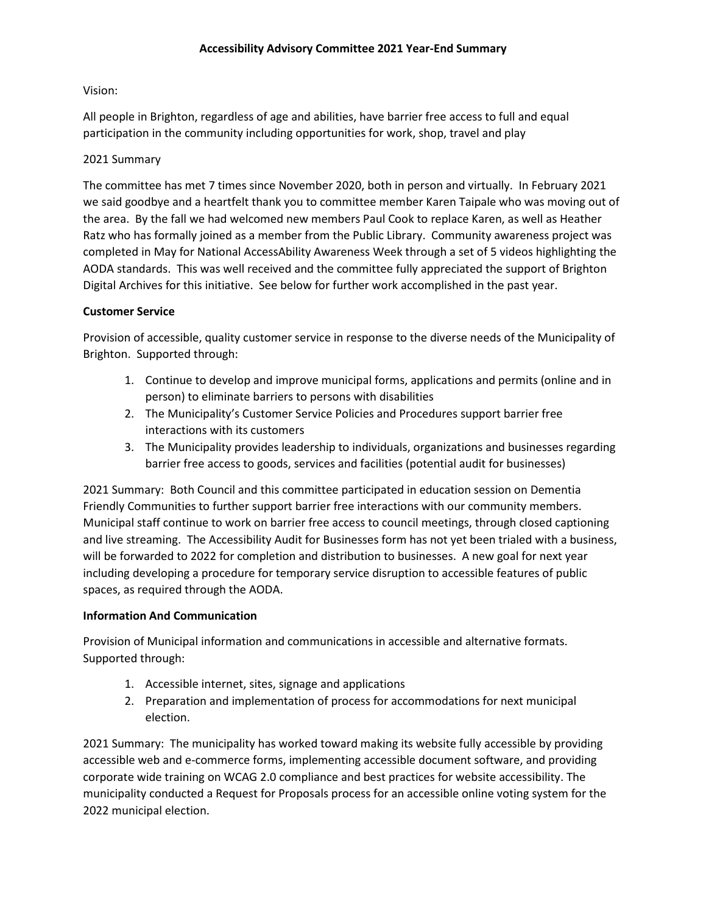# Accessibility Advisory Committee 2021 Year-End Summary

Vision:

All people in Brighton, regardless of age and abilities, have barrier free access to full and equal participation in the community including opportunities for work, shop, travel and play

2021 Summary

The committee has met 7 times since November 2020, both in person and virtually. In February 2021 we said goodbye and a heartfelt thank you to committee member Karen Taipale who was moving out of the area. By the fall we had welcomed new members Paul Cook to replace Karen, as well as Heather Ratz who has formally joined as a member from the Public Library. Community awareness project was completed in May for National AccessAbility Awareness Week through a set of 5 videos highlighting the AODA standards. This was well received and the committee fully appreciated the support of Brighton Digital Archives for this initiative. See below for further work accomplished in the past year.

**Customer Service**

Provision of accessible, quality customer service in response to the diverse needs of the Municipality of Brighton. Supported through:

1. Continue to develop and improve municipal forms, applications and permits (online and in person) to eliminate barriers to persons with disabilities
2. The Municipality's Customer Service Policies and Procedures support barrier free interactions with its customers
3. The Municipality provides leadership to individuals, organizations and businesses regarding barrier free access to goods, services and facilities (potential audit for businesses)

2021 Summary: Both Council and this committee participated in education session on Dementia Friendly Communities to further support barrier free interactions with our community members. Municipal staff continue to work on barrier free access to council meetings, through closed captioning and live streaming. The Accessibility Audit for Businesses form has not yet been trialed with a business, will be forwarded to 2022 for completion and distribution to businesses. A new goal for next year including developing a procedure for temporary service disruption to accessible features of public spaces, as required through the AODA.

**Information And Communication**

Provision of Municipal information and communications in accessible and alternative formats. Supported through:

1. Accessible internet, sites, signage and applications
2. Preparation and implementation of process for accommodations for next municipal election.

2021 Summary: The municipality has worked toward making its website fully accessible by providing accessible web and e-commerce forms, implementing accessible document software, and providing corporate wide training on WCAG 2.0 compliance and best practices for website accessibility. The municipality conducted a Request for Proposals process for an accessible online voting system for the 2022 municipal election.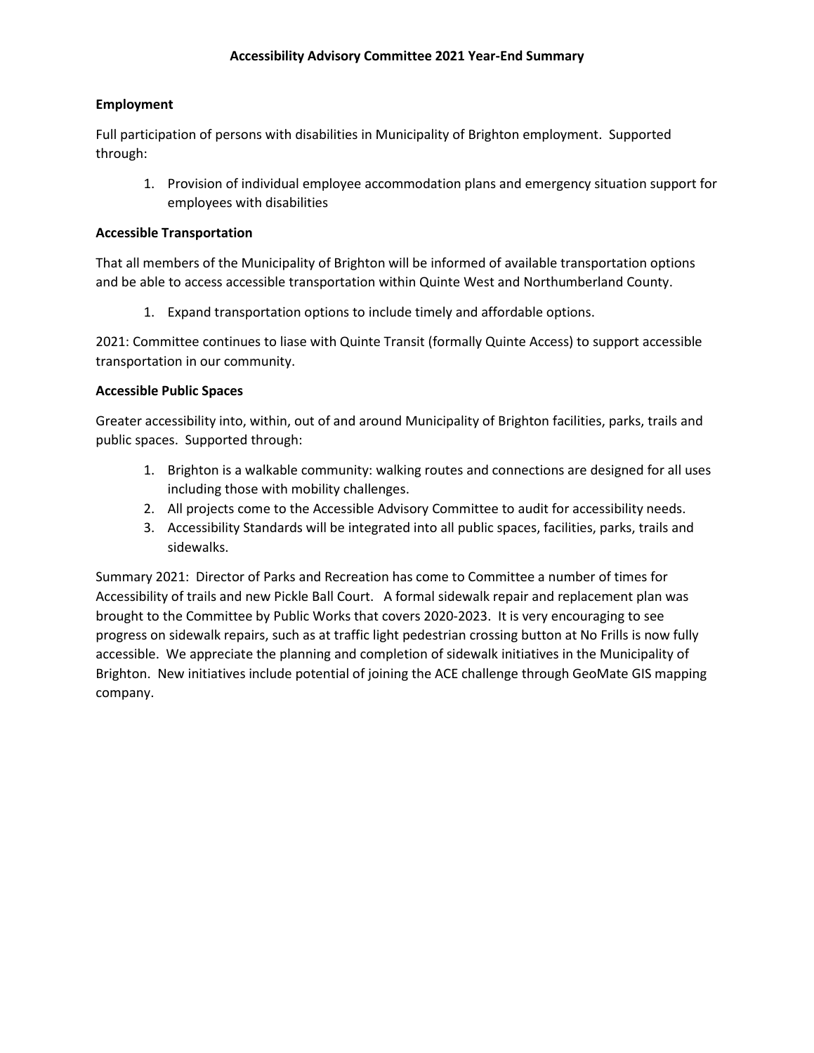# Accessibility Advisory Committee 2021 Year-End Summary

**Employment**

Full participation of persons with disabilities in Municipality of Brighton employment. Supported through:

1. Provision of individual employee accommodation plans and emergency situation support for employees with disabilities

**Accessible Transportation**

That all members of the Municipality of Brighton will be informed of available transportation options and be able to access accessible transportation within Quinte West and Northumberland County.

1. Expand transportation options to include timely and affordable options.

2021: Committee continues to liase with Quinte Transit (formally Quinte Access) to support accessible transportation in our community.

**Accessible Public Spaces**

Greater accessibility into, within, out of and around Municipality of Brighton facilities, parks, trails and public spaces. Supported through:

1. Brighton is a walkable community: walking routes and connections are designed for all uses including those with mobility challenges.
2. All projects come to the Accessible Advisory Committee to audit for accessibility needs.
3. Accessibility Standards will be integrated into all public spaces, facilities, parks, trails and sidewalks.

Summary 2021: Director of Parks and Recreation has come to Committee a number of times for Accessibility of trails and new Pickle Ball Court. A formal sidewalk repair and replacement plan was brought to the Committee by Public Works that covers 2020-2023. It is very encouraging to see progress on sidewalk repairs, such as at traffic light pedestrian crossing button at No Frills is now fully accessible. We appreciate the planning and completion of sidewalk initiatives in the Municipality of Brighton. New initiatives include potential of joining the ACE challenge through GeoMate GIS mapping company.